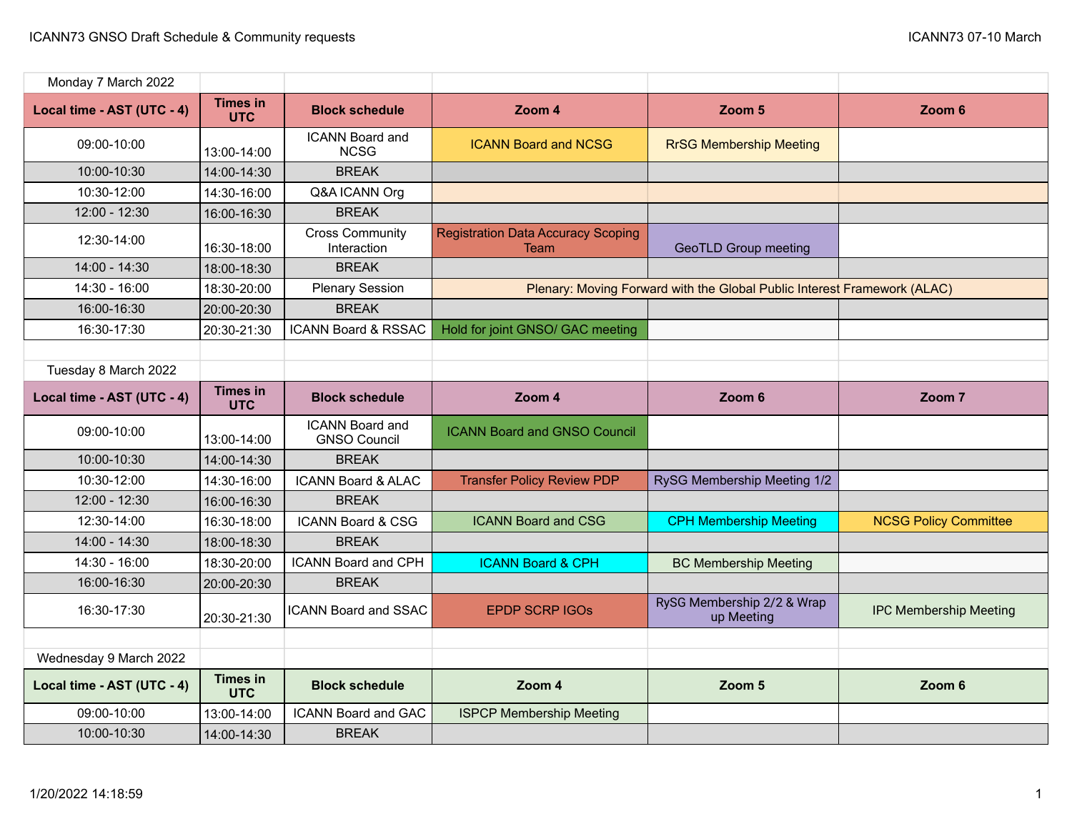ICANN73 GNSO Draft Schedule & Community requests

ICANN73 07-10 March

Monday 7 March 2022

| Local time - AST (UTC - 4) | Times in UTC | Block schedule | Zoom 4 | Zoom 5 | Zoom 6 |
|---|---|---|---|---|---|
| 09:00-10:00 | 13:00-14:00 | ICANN Board and NCSG | ICANN Board and NCSG | RrSG Membership Meeting | |
| 10:00-10:30 | 14:00-14:30 | BREAK | | | |
| 10:30-12:00 | 14:30-16:00 | Q&A ICANN Org | | | |
| 12:00 - 12:30 | 16:00-16:30 | BREAK | | | |
| 12:30-14:00 | 16:30-18:00 | Cross Community Interaction | Registration Data Accuracy Scoping Team | GeoTLD Group meeting | |
| 14:00 - 14:30 | 18:00-18:30 | BREAK | | | |
| 14:30 - 16:00 | 18:30-20:00 | Plenary Session | Plenary: Moving Forward with the Global Public Interest Framework (ALAC) | | |
| 16:00-16:30 | 20:00-20:30 | BREAK | | | |
| 16:30-17:30 | 20:30-21:30 | ICANN Board & RSSAC | Hold for joint GNSO/ GAC meeting | | |

Tuesday 8 March 2022

| Local time - AST (UTC - 4) | Times in UTC | Block schedule | Zoom 4 | Zoom 6 | Zoom 7 |
|---|---|---|---|---|---|
| 09:00-10:00 | 13:00-14:00 | ICANN Board and GNSO Council | ICANN Board and GNSO Council | | |
| 10:00-10:30 | 14:00-14:30 | BREAK | | | |
| 10:30-12:00 | 14:30-16:00 | ICANN Board & ALAC | Transfer Policy Review PDP | RySG Membership Meeting 1/2 | |
| 12:00 - 12:30 | 16:00-16:30 | BREAK | | | |
| 12:30-14:00 | 16:30-18:00 | ICANN Board & CSG | ICANN Board and CSG | CPH Membership Meeting | NCSG Policy Committee |
| 14:00 - 14:30 | 18:00-18:30 | BREAK | | | |
| 14:30 - 16:00 | 18:30-20:00 | ICANN Board and CPH | ICANN Board & CPH | BC Membership Meeting | |
| 16:00-16:30 | 20:00-20:30 | BREAK | | | |
| 16:30-17:30 | 20:30-21:30 | ICANN Board and SSAC | EPDP SCRP IGOs | RySG Membership 2/2 & Wrap up Meeting | IPC Membership Meeting |

Wednesday 9 March 2022

| Local time - AST (UTC - 4) | Times in UTC | Block schedule | Zoom 4 | Zoom 5 | Zoom 6 |
|---|---|---|---|---|---|
| 09:00-10:00 | 13:00-14:00 | ICANN Board and GAC | ISPCP Membership Meeting | | |
| 10:00-10:30 | 14:00-14:30 | BREAK | | | |

1/20/2022 14:18:59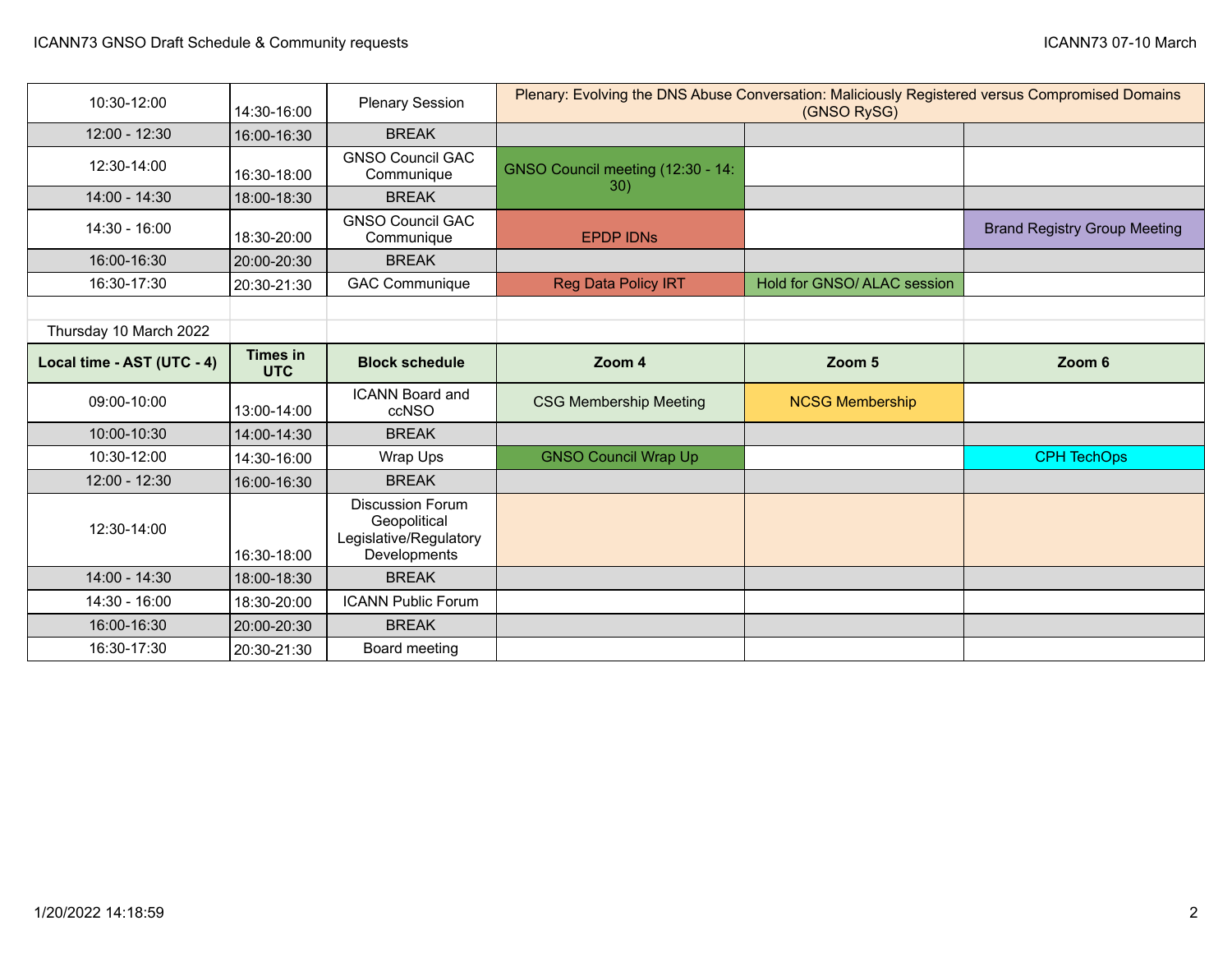| | | | | | |
|---|---|---|---|---|---|
| 10:30-12:00 | 14:30-16:00 | Plenary Session | Plenary: Evolving the DNS Abuse Conversation: Maliciously Registered versus Compromised Domains (GNSO RySG) | | |
| 12:00 - 12:30 | 16:00-16:30 | BREAK | | | |
| 12:30-14:00 | 16:30-18:00 | GNSO Council GAC Communique | GNSO Council meeting (12:30 - 14: 30) | | |
| 14:00 - 14:30 | 18:00-18:30 | BREAK | | | |
| 14:30 - 16:00 | 18:30-20:00 | GNSO Council GAC Communique | EPDP IDNs | | Brand Registry Group Meeting |
| 16:00-16:30 | 20:00-20:30 | BREAK | | | |
| 16:30-17:30 | 20:30-21:30 | GAC Communique | Reg Data Policy IRT | Hold for GNSO/ ALAC session | |
| | | | | | |
| Thursday 10 March 2022 | | | | | |
| **Local time - AST (UTC - 4)** | **Times in UTC** | **Block schedule** | **Zoom 4** | **Zoom 5** | **Zoom 6** |
| 09:00-10:00 | 13:00-14:00 | ICANN Board and ccNSO | CSG Membership Meeting | NCSG Membership | |
| 10:00-10:30 | 14:00-14:30 | BREAK | | | |
| 10:30-12:00 | 14:30-16:00 | Wrap Ups | GNSO Council Wrap Up | | CPH TechOps |
| 12:00 - 12:30 | 16:00-16:30 | BREAK | | | |
| 12:30-14:00 | 16:30-18:00 | Discussion Forum Geopolitical Legislative/Regulatory Developments | | | |
| 14:00 - 14:30 | 18:00-18:30 | BREAK | | | |
| 14:30 - 16:00 | 18:30-20:00 | ICANN Public Forum | | | |
| 16:00-16:30 | 20:00-20:30 | BREAK | | | |
| 16:30-17:30 | 20:30-21:30 | Board meeting | | | |